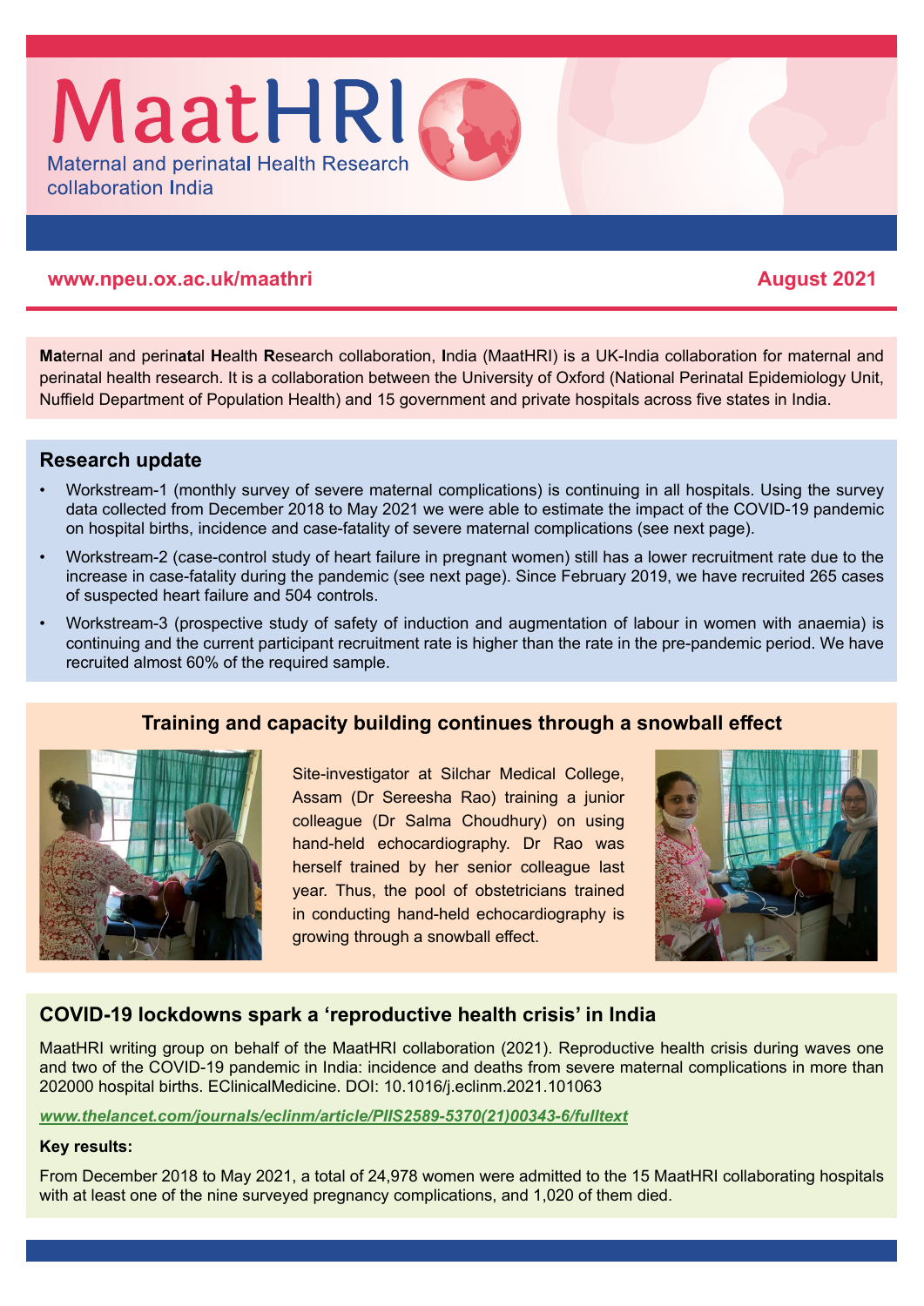# MaatHRI

Maternal and perinatal Health Research collaboration India

www.npeu.ox.ac.uk/maathri

August 2021

**Ma**ternal and perin**at**al **H**ealth **R**esearch collaboration, **I**ndia (MaatHRI) is a UK-India collaboration for maternal and perinatal health research. It is a collaboration between the University of Oxford (National Perinatal Epidemiology Unit, Nuffield Department of Population Health) and 15 government and private hospitals across five states in India.

## Research update

- Workstream-1 (monthly survey of severe maternal complications) is continuing in all hospitals. Using the survey data collected from December 2018 to May 2021 we were able to estimate the impact of the COVID-19 pandemic on hospital births, incidence and case-fatality of severe maternal complications (see next page).
- Workstream-2 (case-control study of heart failure in pregnant women) still has a lower recruitment rate due to the increase in case-fatality during the pandemic (see next page). Since February 2019, we have recruited 265 cases of suspected heart failure and 504 controls.
- Workstream-3 (prospective study of safety of induction and augmentation of labour in women with anaemia) is continuing and the current participant recruitment rate is higher than the rate in the pre-pandemic period. We have recruited almost 60% of the required sample.

## Training and capacity building continues through a snowball effect

Site-investigator at Silchar Medical College, Assam (Dr Sereesha Rao) training a junior colleague (Dr Salma Choudhury) on using hand-held echocardiography. Dr Rao was herself trained by her senior colleague last year. Thus, the pool of obstetricians trained in conducting hand-held echocardiography is growing through a snowball effect.

## COVID-19 lockdowns spark a 'reproductive health crisis' in India

MaatHRI writing group on behalf of the MaatHRI collaboration (2021). Reproductive health crisis during waves one and two of the COVID-19 pandemic in India: incidence and deaths from severe maternal complications in more than 202000 hospital births. EClinicalMedicine. DOI: 10.1016/j.eclinm.2021.101063

*www.thelancet.com/journals/eclinm/article/PIIS2589-5370(21)00343-6/fulltext*

**Key results:**

From December 2018 to May 2021, a total of 24,978 women were admitted to the 15 MaatHRI collaborating hospitals with at least one of the nine surveyed pregnancy complications, and 1,020 of them died.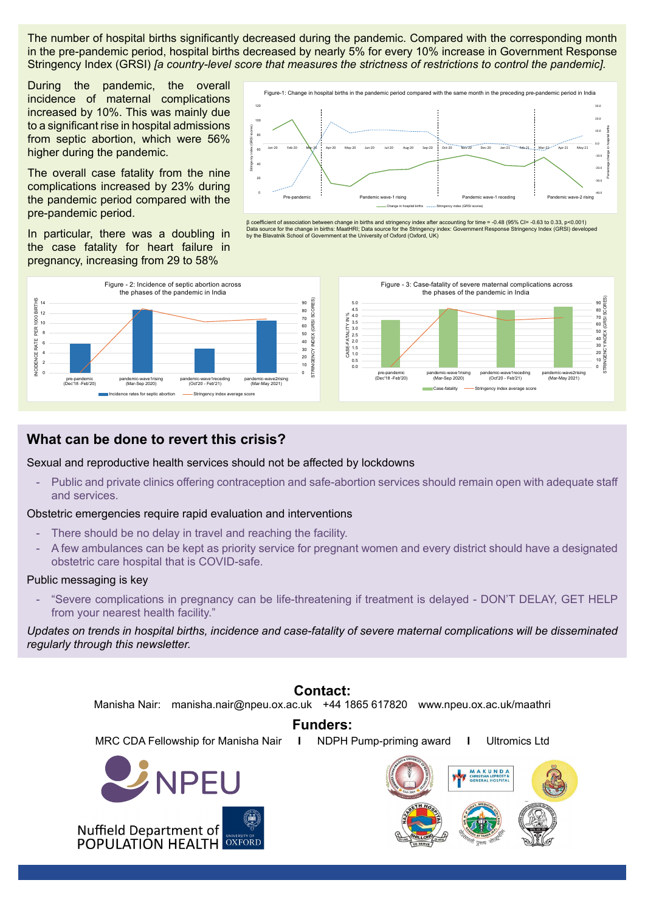The number of hospital births significantly decreased during the pandemic. Compared with the corresponding month in the pre-pandemic period, hospital births decreased by nearly 5% for every 10% increase in Government Response Stringency Index (GRSI) *[a country-level score that measures the strictness of restrictions to control the pandemic].*

During the pandemic, the overall incidence of maternal complications increased by 10%. This was mainly due to a significant rise in hospital admissions from septic abortion, which were 56% higher during the pandemic.

The overall case fatality from the nine complications increased by 23% during the pandemic period compared with the pre-pandemic period.

In particular, there was a doubling in the case fatality for heart failure in pregnancy, increasing from 29 to 58%

Figure-1: Change in hospital births in the pandemic period compared with the same month in the preceding pre-pandemic period in India

Stringency index (GRSI scores)

120
100
80
60
40
20
0

Percentage change in hospital births

30.0
20.0
10.0
0.0
-10.0
-20.0
-30.0
-40.0

Jan-20 Feb-20 Mar-20 Apr-20 May-20 Jun-20 Jul-20 Aug-20 Sep-20 Oct-20 Nov-20 Dec-20 Jan-21 Feb-21 Mar-21 Apr-21 May-21

Pre-pandemic
Pandemic wave-1 rising
Pandemic wave-1 receding
Pandemic wave-2 rising

Change in hospital births
Stringency index (GRSI scores)

β coefficient of association between change in births and stringency index after accounting for time = -0.48 (95% CI= -0.63 to 0.33, p<0.001)
Data source for the change in births: MaatHRI; Data source for the Stringency index: Government Response Stringency Index (GRSI) developed by the Blavatnik School of Government at the University of Oxford (Oxford, UK)

Figure - 2: Incidence of septic abortion across the phases of the pandemic in India

INCIDENCE RATE PER 1000 BIRTHS

14
12
10
8
6
4
2
0

STRINGENCY INDEX (GRSI SCORES)

90
80
70
60
50
40
30
20
10
0

pre-pandemic (Dec'18 -Feb'20)
pandemic-wave1rising (Mar-Sep 2020)
pandemic-wave1receding (Oct'20 - Feb'21)
pandemic-wave2rising (Mar-May 2021)

Incidence rates for septic abortion
Stringency index average score

Figure - 3: Case-fatality of severe maternal complications across the phases of the pandemic in India

CASE-FATALITY IN %

5.0
4.5
4.0
3.5
3.0
2.5
2.0
1.5
1.0
0.5
0.0

STRINGENCY INDEX (GRSI SCORES)

90
80
70
60
50
40
30
20
10
0

pre-pandemic (Dec'18 -Feb'20)
pandemic-wave1rising (Mar-Sep 2020)
pandemic-wave1receding (Oct'20 - Feb'21)
pandemic-wave2rising (Mar-May 2021)

Case-fatality
Stringency index average score

## What can be done to revert this crisis?

Sexual and reproductive health services should not be affected by lockdowns

- Public and private clinics offering contraception and safe-abortion services should remain open with adequate staff and services.

Obstetric emergencies require rapid evaluation and interventions

- There should be no delay in travel and reaching the facility.
- A few ambulances can be kept as priority service for pregnant women and every district should have a designated obstetric care hospital that is COVID-safe.

Public messaging is key

- "Severe complications in pregnancy can be life-threatening if treatment is delayed - DON'T DELAY, GET HELP from your nearest health facility."

*Updates on trends in hospital births, incidence and case-fatality of severe maternal complications will be disseminated regularly through this newsletter.*

**Contact:**

Manisha Nair: manisha.nair@npeu.ox.ac.uk +44 1865 617820 www.npeu.ox.ac.uk/maathri

**Funders:**

MRC CDA Fellowship for Manisha Nair | NDPH Pump-priming award | Ultromics Ltd

NPEU

Nuffield Department of POPULATION HEALTH

UNIVERSITY OF OXFORD

MAKUNDA CHRISTIAN LEPROSY & GENERAL HOSPITAL

NAZARETH HOSPITAL SHILLONG